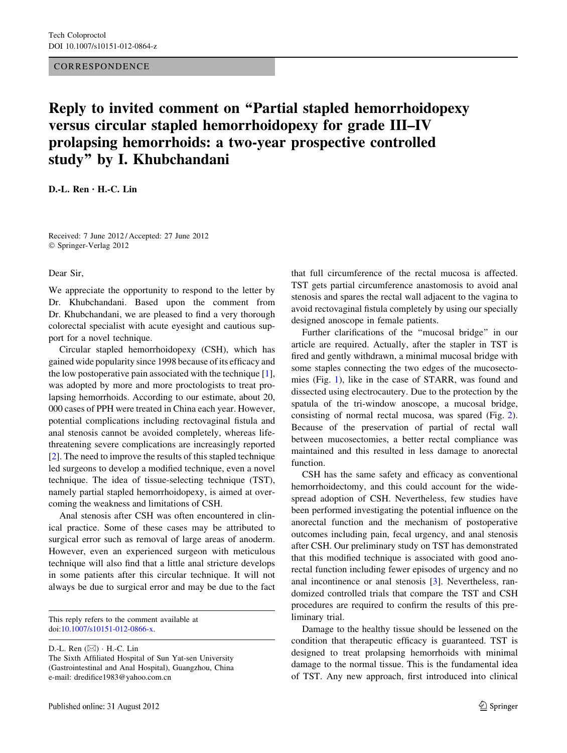CORRESPONDENCE

# Reply to invited comment on "Partial stapled hemorrhoidopexy versus circular stapled hemorrhoidopexy for grade III–IV prolapsing hemorrhoids: a two-year prospective controlled study" by I. Khubchandani

**D.-L. Ren · H.-C. Lin**

Received: 7 June 2012 / Accepted: 27 June 2012
© Springer-Verlag 2012

Dear Sir,

We appreciate the opportunity to respond to the letter by Dr. Khubchandani. Based upon the comment from Dr. Khubchandani, we are pleased to find a very thorough colorectal specialist with acute eyesight and cautious support for a novel technique.

Circular stapled hemorrhoidopexy (CSH), which has gained wide popularity since 1998 because of its efficacy and the low postoperative pain associated with the technique [1], was adopted by more and more proctologists to treat prolapsing hemorrhoids. According to our estimate, about 20, 000 cases of PPH were treated in China each year. However, potential complications including rectovaginal fistula and anal stenosis cannot be avoided completely, whereas life-threatening severe complications are increasingly reported [2]. The need to improve the results of this stapled technique led surgeons to develop a modified technique, even a novel technique. The idea of tissue-selecting technique (TST), namely partial stapled hemorrhoidopexy, is aimed at overcoming the weakness and limitations of CSH.

Anal stenosis after CSH was often encountered in clinical practice. Some of these cases may be attributed to surgical error such as removal of large areas of anoderm. However, even an experienced surgeon with meticulous technique will also find that a little anal stricture develops in some patients after this circular technique. It will not always be due to surgical error and may be due to the fact that full circumference of the rectal mucosa is affected. TST gets partial circumference anastomosis to avoid anal stenosis and spares the rectal wall adjacent to the vagina to avoid rectovaginal fistula completely by using our specially designed anoscope in female patients.

Further clarifications of the "mucosal bridge" in our article are required. Actually, after the stapler in TST is fired and gently withdrawn, a minimal mucosal bridge with some staples connecting the two edges of the mucosectomies (Fig. 1), like in the case of STARR, was found and dissected using electrocautery. Due to the protection by the spatula of the tri-window anoscope, a mucosal bridge, consisting of normal rectal mucosa, was spared (Fig. 2). Because of the preservation of partial of rectal wall between mucosectomies, a better rectal compliance was maintained and this resulted in less damage to anorectal function.

CSH has the same safety and efficacy as conventional hemorrhoidectomy, and this could account for the widespread adoption of CSH. Nevertheless, few studies have been performed investigating the potential influence on the anorectal function and the mechanism of postoperative outcomes including pain, fecal urgency, and anal stenosis after CSH. Our preliminary study on TST has demonstrated that this modified technique is associated with good anorectal function including fewer episodes of urgency and no anal incontinence or anal stenosis [3]. Nevertheless, randomized controlled trials that compare the TST and CSH procedures are required to confirm the results of this preliminary trial.

Damage to the healthy tissue should be lessened on the condition that therapeutic efficacy is guaranteed. TST is designed to treat prolapsing hemorrhoids with minimal damage to the normal tissue. This is the fundamental idea of TST. Any new approach, first introduced into clinical

---

This reply refers to the comment available at doi:10.1007/s10151-012-0866-x.

D.-L. Ren (✉) · H.-C. Lin
The Sixth Affiliated Hospital of Sun Yat-sen University (Gastrointestinal and Anal Hospital), Guangzhou, China
e-mail: dredifice1983@yahoo.com.cn

Published online: 31 August 2012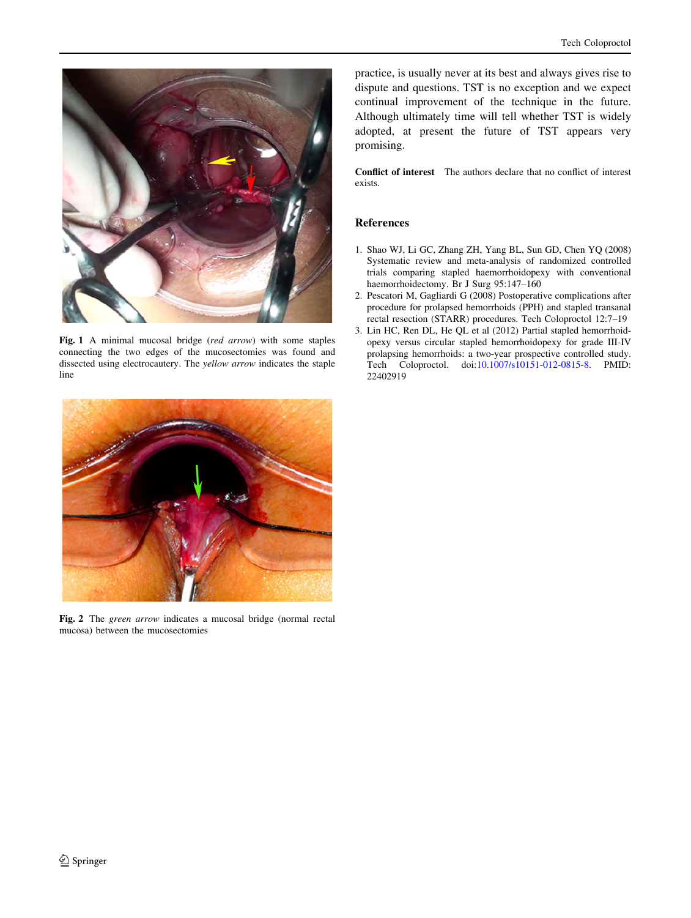practice, is usually never at its best and always gives rise to dispute and questions. TST is no exception and we expect continual improvement of the technique in the future. Although ultimately time will tell whether TST is widely adopted, at present the future of TST appears very promising.

**Conflict of interest** The authors declare that no conflict of interest exists.

Fig. 1 A minimal mucosal bridge (*red arrow*) with some staples connecting the two edges of the mucosectomies was found and dissected using electrocautery. The *yellow arrow* indicates the staple line

Fig. 2 The *green arrow* indicates a mucosal bridge (normal rectal mucosa) between the mucosectomies

## References

1. Shao WJ, Li GC, Zhang ZH, Yang BL, Sun GD, Chen YQ (2008) Systematic review and meta-analysis of randomized controlled trials comparing stapled haemorrhoidopexy with conventional haemorrhoidectomy. Br J Surg 95:147–160
2. Pescatori M, Gagliardi G (2008) Postoperative complications after procedure for prolapsed hemorrhoids (PPH) and stapled transanal rectal resection (STARR) procedures. Tech Coloproctol 12:7–19
3. Lin HC, Ren DL, He QL et al (2012) Partial stapled hemorrhoidopexy versus circular stapled hemorrhoidopexy for grade III-IV prolapsing hemorrhoids: a two-year prospective controlled study. Tech Coloproctol. doi:10.1007/s10151-012-0815-8. PMID: 22402919